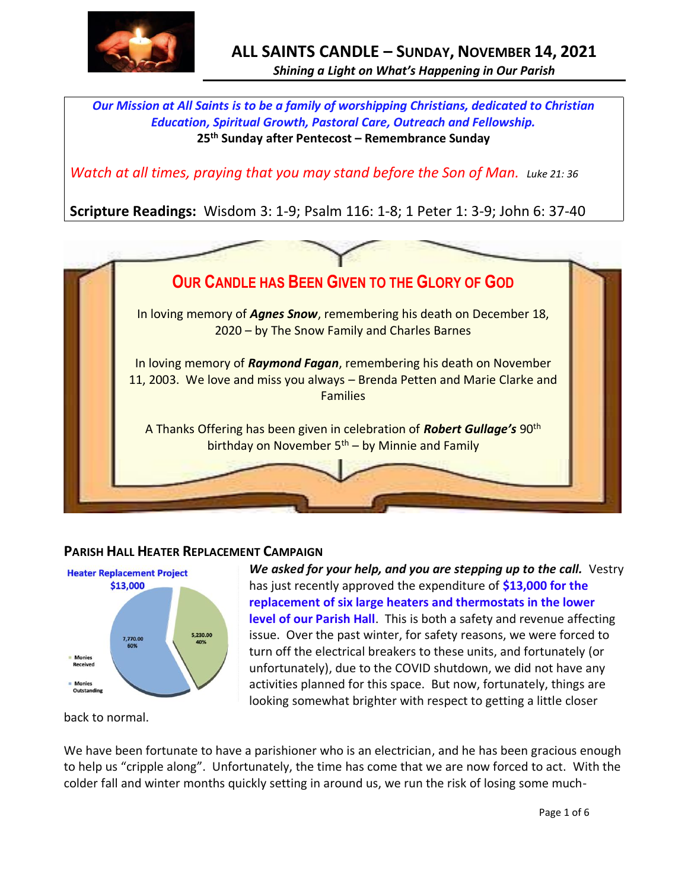# ALL SAINTS CANDLE – SUNDAY, NOVEMBER 14, 2021

***Shining a Light on What's Happening in Our Parish***

*Our Mission at All Saints is to be a family of worshipping Christians, dedicated to Christian Education, Spiritual Growth, Pastoral Care, Outreach and Fellowship.*

**25th Sunday after Pentecost – Remembrance Sunday**

*Watch at all times, praying that you may stand before the Son of Man.* *Luke 21: 36*

**Scripture Readings:** Wisdom 3: 1-9; Psalm 116: 1-8; 1 Peter 1: 3-9; John 6: 37-40

## OUR CANDLE HAS BEEN GIVEN TO THE GLORY OF GOD

In loving memory of ***Agnes Snow***, remembering his death on December 18, 2020 – by The Snow Family and Charles Barnes

In loving memory of ***Raymond Fagan***, remembering his death on November 11, 2003. We love and miss you always – Brenda Petten and Marie Clarke and Families

A Thanks Offering has been given in celebration of ***Robert Gullage's*** 90th birthday on November 5th – by Minnie and Family

## PARISH HALL HEATER REPLACEMENT CAMPAIGN

**Heater Replacement Project**
**$13,000**

| | Amount | Percent |
|---|---|---|
| Monies Received | 5,230.00 | 40% |
| Monies Outstanding | 7,770.00 | 60% |

***We asked for your help, and you are stepping up to the call.*** Vestry has just recently approved the expenditure of **$13,000 for the replacement of six large heaters and thermostats in the lower level of our Parish Hall**. This is both a safety and revenue affecting issue. Over the past winter, for safety reasons, we were forced to turn off the electrical breakers to these units, and fortunately (or unfortunately), due to the COVID shutdown, we did not have any activities planned for this space. But now, fortunately, things are looking somewhat brighter with respect to getting a little closer back to normal.

We have been fortunate to have a parishioner who is an electrician, and he has been gracious enough to help us "cripple along". Unfortunately, the time has come that we are now forced to act. With the colder fall and winter months quickly setting in around us, we run the risk of losing some much-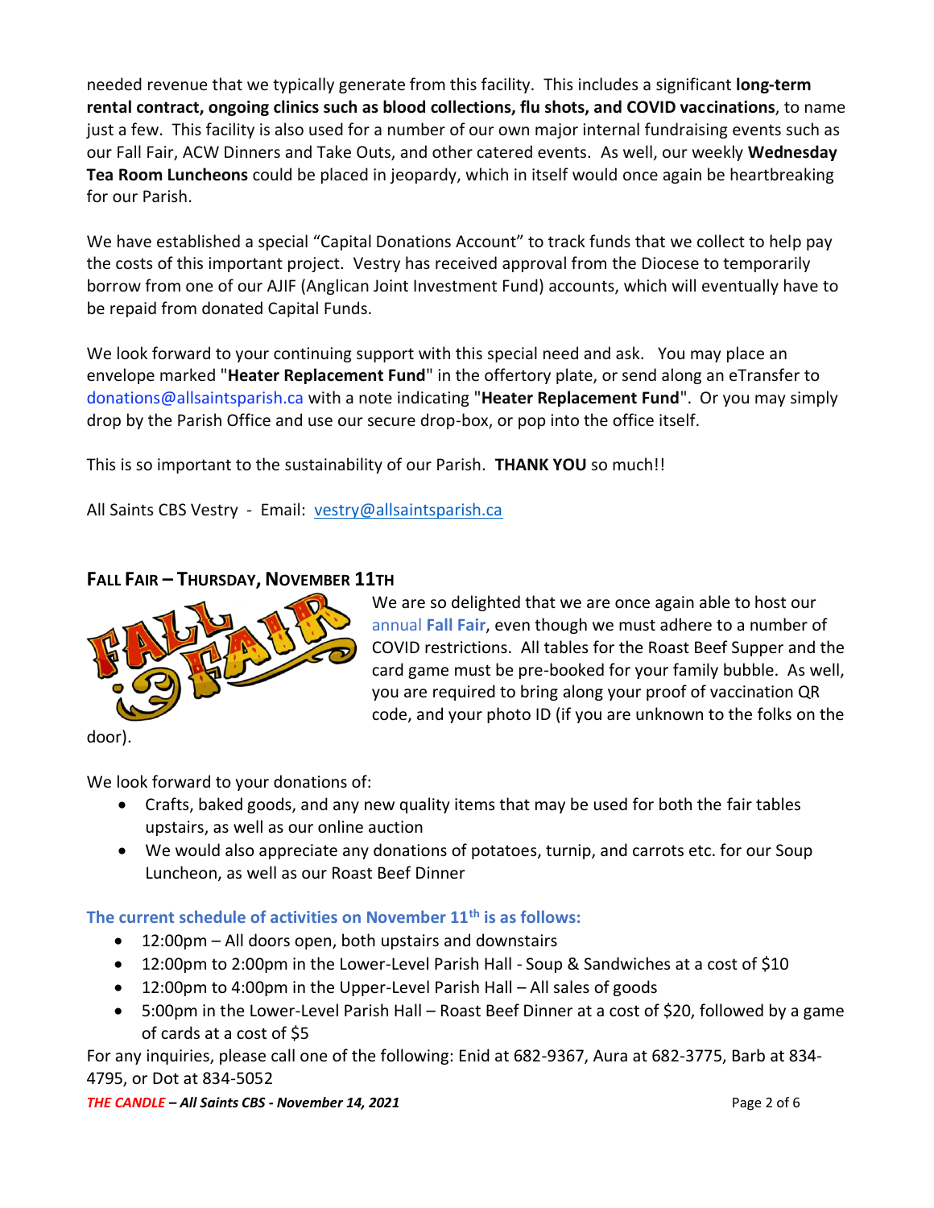needed revenue that we typically generate from this facility. This includes a significant **long-term rental contract, ongoing clinics such as blood collections, flu shots, and COVID vaccinations**, to name just a few. This facility is also used for a number of our own major internal fundraising events such as our Fall Fair, ACW Dinners and Take Outs, and other catered events. As well, our weekly **Wednesday Tea Room Luncheons** could be placed in jeopardy, which in itself would once again be heartbreaking for our Parish.

We have established a special "Capital Donations Account" to track funds that we collect to help pay the costs of this important project. Vestry has received approval from the Diocese to temporarily borrow from one of our AJIF (Anglican Joint Investment Fund) accounts, which will eventually have to be repaid from donated Capital Funds.

We look forward to your continuing support with this special need and ask. You may place an envelope marked "**Heater Replacement Fund**" in the offertory plate, or send along an eTransfer to donations@allsaintsparish.ca with a note indicating "**Heater Replacement Fund**". Or you may simply drop by the Parish Office and use our secure drop-box, or pop into the office itself.

This is so important to the sustainability of our Parish. **THANK YOU** so much!!

All Saints CBS Vestry - Email: vestry@allsaintsparish.ca

## FALL FAIR – THURSDAY, NOVEMBER 11TH

We are so delighted that we are once again able to host our annual **Fall Fair**, even though we must adhere to a number of COVID restrictions. All tables for the Roast Beef Supper and the card game must be pre-booked for your family bubble. As well, you are required to bring along your proof of vaccination QR code, and your photo ID (if you are unknown to the folks on the door).

We look forward to your donations of:

- Crafts, baked goods, and any new quality items that may be used for both the fair tables upstairs, as well as our online auction
- We would also appreciate any donations of potatoes, turnip, and carrots etc. for our Soup Luncheon, as well as our Roast Beef Dinner

### The current schedule of activities on November 11th is as follows:

- 12:00pm – All doors open, both upstairs and downstairs
- 12:00pm to 2:00pm in the Lower-Level Parish Hall - Soup & Sandwiches at a cost of $10
- 12:00pm to 4:00pm in the Upper-Level Parish Hall – All sales of goods
- 5:00pm in the Lower-Level Parish Hall – Roast Beef Dinner at a cost of $20, followed by a game of cards at a cost of $5

For any inquiries, please call one of the following: Enid at 682-9367, Aura at 682-3775, Barb at 834-4795, or Dot at 834-5052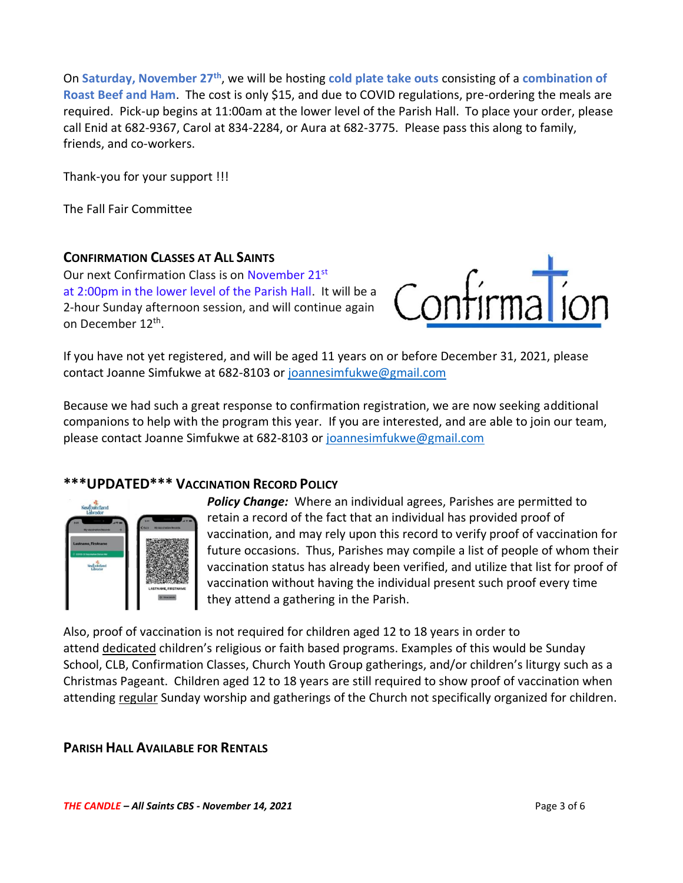On **Saturday, November 27th**, we will be hosting **cold plate take outs** consisting of a **combination of Roast Beef and Ham**. The cost is only $15, and due to COVID regulations, pre-ordering the meals are required. Pick-up begins at 11:00am at the lower level of the Parish Hall. To place your order, please call Enid at 682-9367, Carol at 834-2284, or Aura at 682-3775. Please pass this along to family, friends, and co-workers.

Thank-you for your support !!!

The Fall Fair Committee

### CONFIRMATION CLASSES AT ALL SAINTS

Our next Confirmation Class is on November 21st at 2:00pm in the lower level of the Parish Hall. It will be a 2-hour Sunday afternoon session, and will continue again on December 12th.

If you have not yet registered, and will be aged 11 years on or before December 31, 2021, please contact Joanne Simfukwe at 682-8103 or joannesimfukwe@gmail.com

Because we had such a great response to confirmation registration, we are now seeking additional companions to help with the program this year. If you are interested, and are able to join our team, please contact Joanne Simfukwe at 682-8103 or joannesimfukwe@gmail.com

### ***UPDATED*** VACCINATION RECORD POLICY

***Policy Change:*** Where an individual agrees, Parishes are permitted to retain a record of the fact that an individual has provided proof of vaccination, and may rely upon this record to verify proof of vaccination for future occasions. Thus, Parishes may compile a list of people of whom their vaccination status has already been verified, and utilize that list for proof of vaccination without having the individual present such proof every time they attend a gathering in the Parish.

Also, proof of vaccination is not required for children aged 12 to 18 years in order to attend dedicated children's religious or faith based programs. Examples of this would be Sunday School, CLB, Confirmation Classes, Church Youth Group gatherings, and/or children's liturgy such as a Christmas Pageant. Children aged 12 to 18 years are still required to show proof of vaccination when attending regular Sunday worship and gatherings of the Church not specifically organized for children.

### PARISH HALL AVAILABLE FOR RENTALS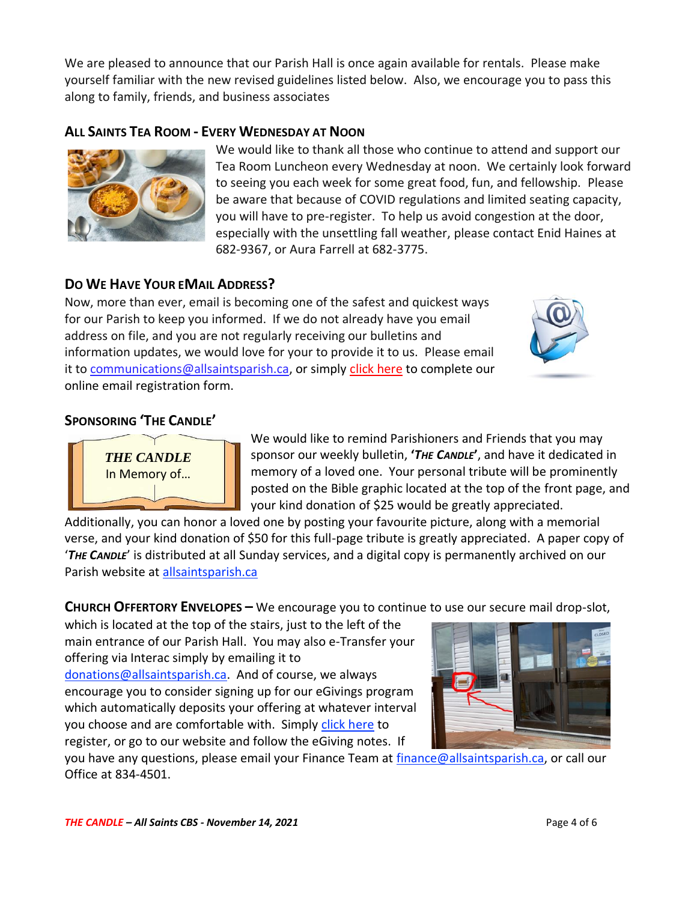We are pleased to announce that our Parish Hall is once again available for rentals. Please make yourself familiar with the new revised guidelines listed below. Also, we encourage you to pass this along to family, friends, and business associates

## All Saints Tea Room - Every Wednesday at Noon

We would like to thank all those who continue to attend and support our Tea Room Luncheon every Wednesday at noon. We certainly look forward to seeing you each week for some great food, fun, and fellowship. Please be aware that because of COVID regulations and limited seating capacity, you will have to pre-register. To help us avoid congestion at the door, especially with the unsettling fall weather, please contact Enid Haines at 682-9367, or Aura Farrell at 682-3775.

## Do We Have Your eMail Address?

Now, more than ever, email is becoming one of the safest and quickest ways for our Parish to keep you informed. If we do not already have you email address on file, and you are not regularly receiving our bulletins and information updates, we would love for your to provide it to us. Please email it to communications@allsaintsparish.ca, or simply click here to complete our online email registration form.

## Sponsoring 'The Candle'

*THE CANDLE*
In Memory of…

We would like to remind Parishioners and Friends that you may sponsor our weekly bulletin, **'*The Candle*'**, and have it dedicated in memory of a loved one. Your personal tribute will be prominently posted on the Bible graphic located at the top of the front page, and your kind donation of $25 would be greatly appreciated.

Additionally, you can honor a loved one by posting your favourite picture, along with a memorial verse, and your kind donation of $50 for this full-page tribute is greatly appreciated. A paper copy of '***The Candle***' is distributed at all Sunday services, and a digital copy is permanently archived on our Parish website at allsaintsparish.ca

**Church Offertory Envelopes –** We encourage you to continue to use our secure mail drop-slot, which is located at the top of the stairs, just to the left of the main entrance of our Parish Hall. You may also e-Transfer your offering via Interac simply by emailing it to donations@allsaintsparish.ca. And of course, we always encourage you to consider signing up for our eGivings program which automatically deposits your offering at whatever interval you choose and are comfortable with. Simply click here to register, or go to our website and follow the eGiving notes. If you have any questions, please email your Finance Team at finance@allsaintsparish.ca, or call our Office at 834-4501.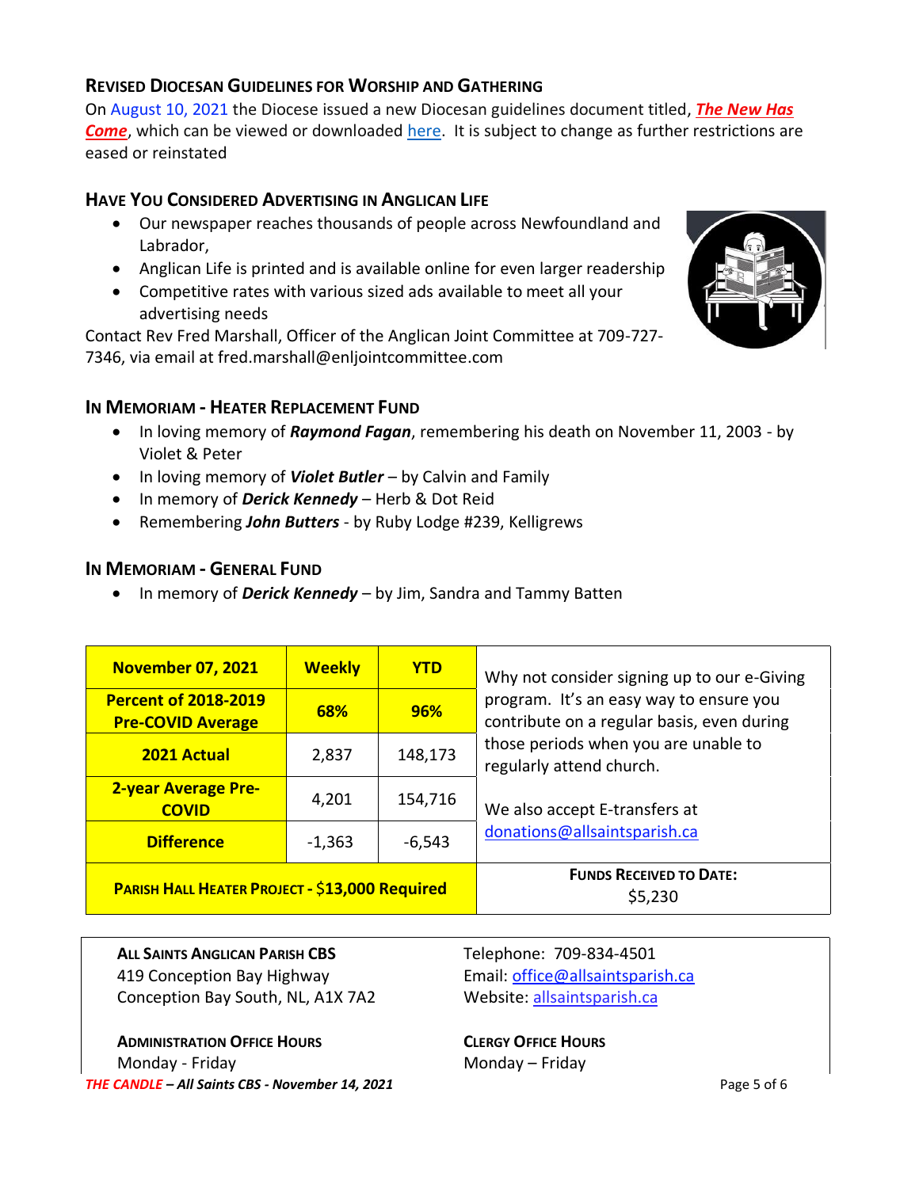## REVISED DIOCESAN GUIDELINES FOR WORSHIP AND GATHERING

On August 10, 2021 the Diocese issued a new Diocesan guidelines document titled, ***The New Has Come***, which can be viewed or downloaded here. It is subject to change as further restrictions are eased or reinstated

## HAVE YOU CONSIDERED ADVERTISING IN ANGLICAN LIFE

- Our newspaper reaches thousands of people across Newfoundland and Labrador,
- Anglican Life is printed and is available online for even larger readership
- Competitive rates with various sized ads available to meet all your advertising needs

Contact Rev Fred Marshall, Officer of the Anglican Joint Committee at 709-727-7346, via email at fred.marshall@enljointcommittee.com

## IN MEMORIAM - HEATER REPLACEMENT FUND

- In loving memory of ***Raymond Fagan***, remembering his death on November 11, 2003 - by Violet & Peter
- In loving memory of ***Violet Butler*** – by Calvin and Family
- In memory of ***Derick Kennedy*** – Herb & Dot Reid
- Remembering ***John Butters*** - by Ruby Lodge #239, Kelligrews

## IN MEMORIAM - GENERAL FUND

- In memory of ***Derick Kennedy*** – by Jim, Sandra and Tammy Batten

| November 07, 2021 | Weekly | YTD |
|---|---|---|
| Percent of 2018-2019 Pre-COVID Average | 68% | 96% |
| 2021 Actual | 2,837 | 148,173 |
| 2-year Average Pre-COVID | 4,201 | 154,716 |
| Difference | -1,363 | -6,543 |

Why not consider signing up to our e-Giving program. It's an easy way to ensure you contribute on a regular basis, even during those periods when you are unable to regularly attend church.

We also accept E-transfers at donations@allsaintsparish.ca

| PARISH HALL HEATER PROJECT - $13,000 Required | FUNDS RECEIVED TO DATE: $5,230 |
|---|---|

**ALL SAINTS ANGLICAN PARISH CBS**
419 Conception Bay Highway
Conception Bay South, NL, A1X 7A2

Telephone: 709-834-4501
Email: office@allsaintsparish.ca
Website: allsaintsparish.ca

**ADMINISTRATION OFFICE HOURS**
Monday - Friday

**CLERGY OFFICE HOURS**
Monday – Friday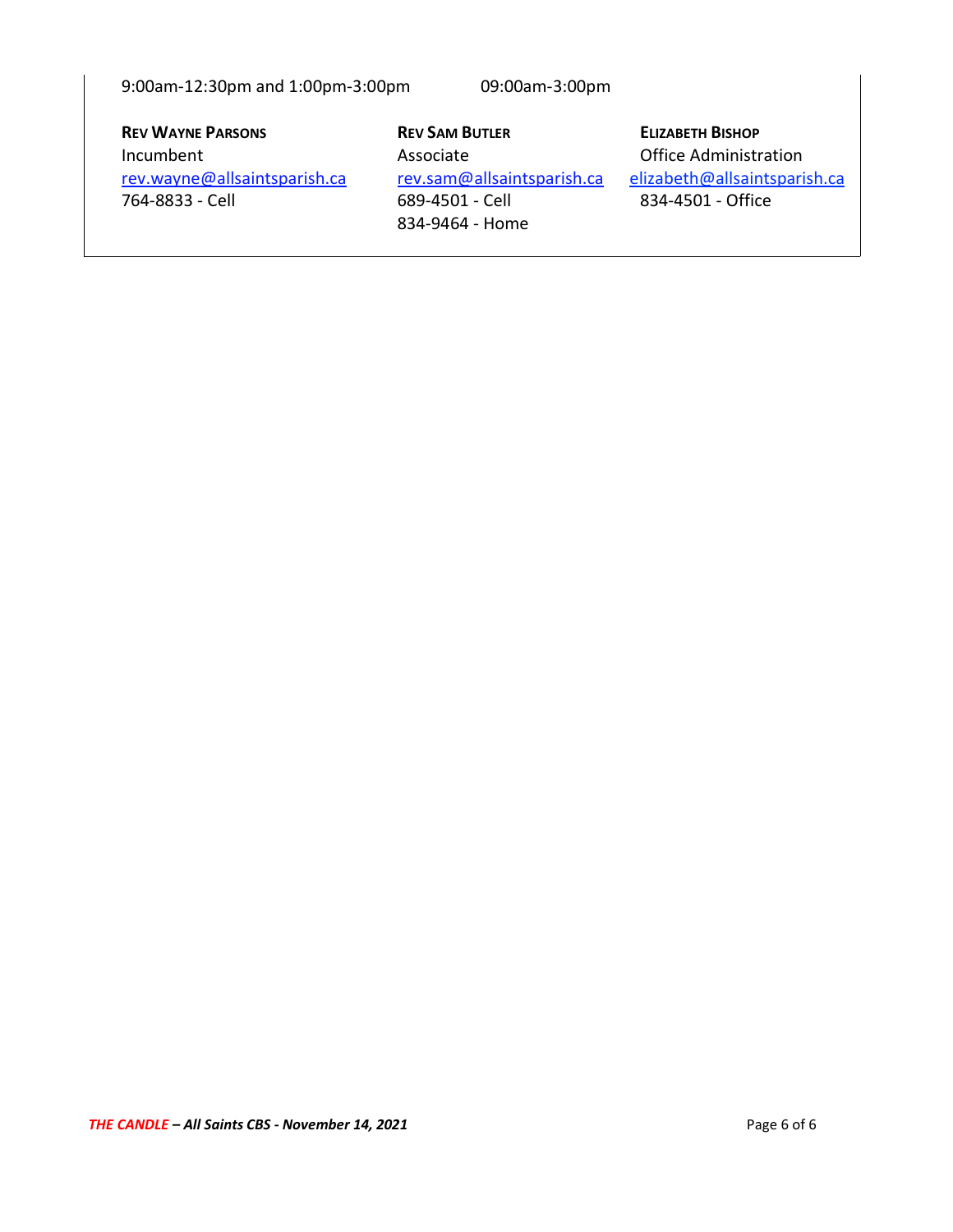9:00am-12:30pm and 1:00pm-3:00pm 09:00am-3:00pm

| | | |
|---|---|---|
| **REV WAYNE PARSONS** | **REV SAM BUTLER** | **ELIZABETH BISHOP** |
| Incumbent | Associate | Office Administration |
| rev.wayne@allsaintsparish.ca | rev.sam@allsaintsparish.ca | elizabeth@allsaintsparish.ca |
| 764-8833 - Cell | 689-4501 - Cell | 834-4501 - Office |
| | 834-9464 - Home | |